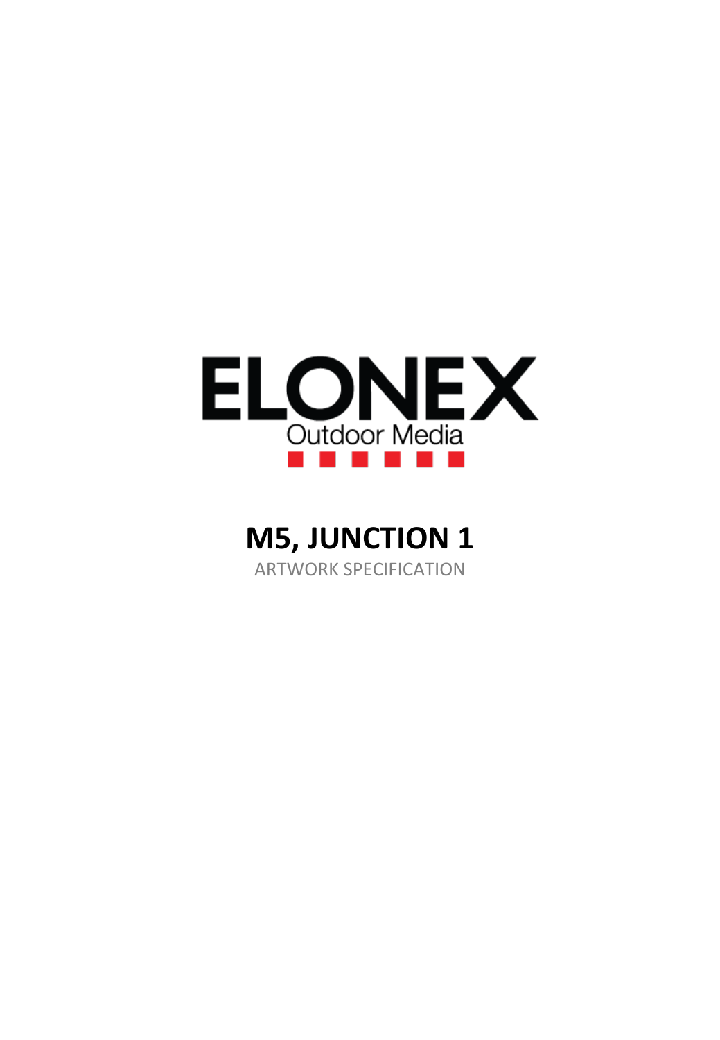ELONEX

Outdoor Media

# M5, JUNCTION 1

ARTWORK SPECIFICATION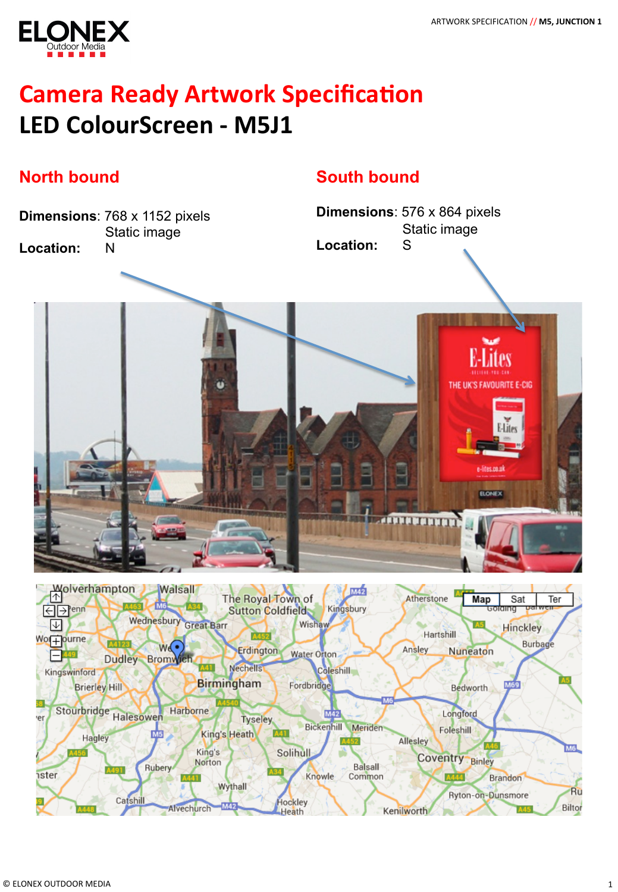# Camera Ready Artwork Specification

## LED ColourScreen - M5J1

### North bound

**Dimensions**: 768 x 1152 pixels
Static image
**Location:** N

### South bound

**Dimensions**: 576 x 864 pixels
Static image
**Location:** S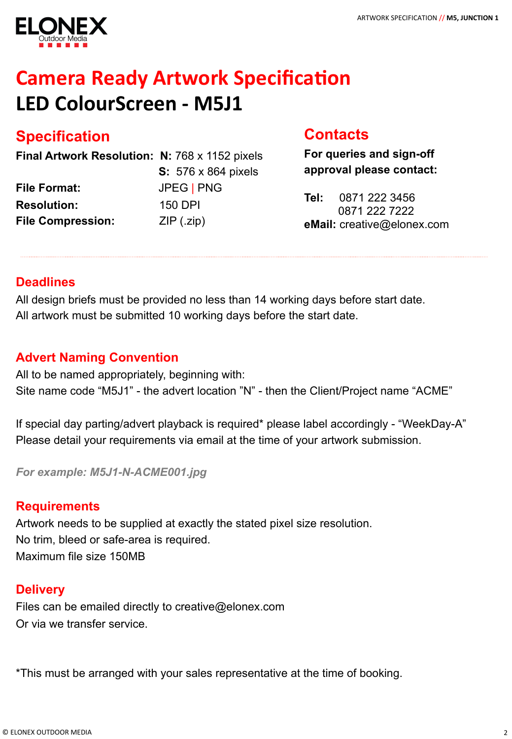# Camera Ready Artwork Specification

# LED ColourScreen - M5J1

## Specification

**Final Artwork Resolution:** **N:** 768 x 1152 pixels
**S:** 576 x 864 pixels

**File Format:** JPEG | PNG

**Resolution:** 150 DPI

**File Compression:** ZIP (.zip)

## Contacts

**For queries and sign-off approval please contact:**

**Tel:** 0871 222 3456
0871 222 7222

**eMail:** creative@elonex.com

## Deadlines

All design briefs must be provided no less than 14 working days before start date.
All artwork must be submitted 10 working days before the start date.

## Advert Naming Convention

All to be named appropriately, beginning with:
Site name code “M5J1” - the advert location ”N” - then the Client/Project name “ACME”

If special day parting/advert playback is required* please label accordingly - “WeekDay-A”
Please detail your requirements via email at the time of your artwork submission.

***For example: M5J1-N-ACME001.jpg***

## Requirements

Artwork needs to be supplied at exactly the stated pixel size resolution.
No trim, bleed or safe-area is required.
Maximum file size 150MB

## Delivery

Files can be emailed directly to creative@elonex.com
Or via we transfer service.

*This must be arranged with your sales representative at the time of booking.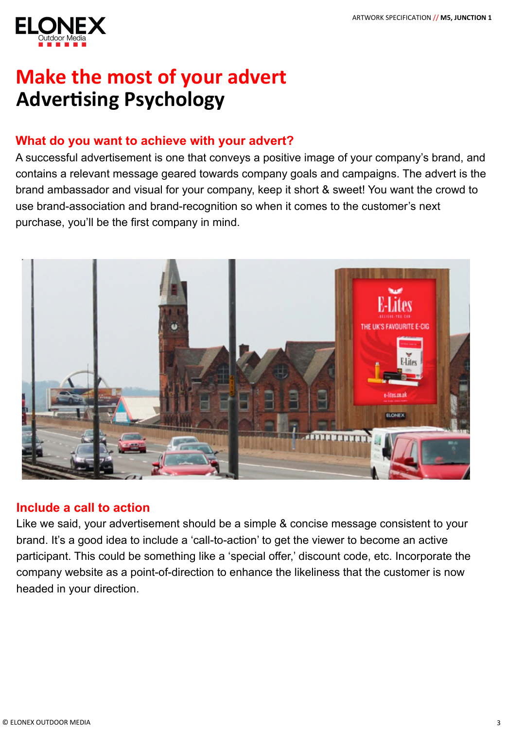# Make the most of your advert
## Advertising Psychology

### What do you want to achieve with your advert?

A successful advertisement is one that conveys a positive image of your company's brand, and contains a relevant message geared towards company goals and campaigns. The advert is the brand ambassador and visual for your company, keep it short & sweet! You want the crowd to use brand-association and brand-recognition so when it comes to the customer's next purchase, you'll be the first company in mind.

### Include a call to action

Like we said, your advertisement should be a simple & concise message consistent to your brand. It's a good idea to include a 'call-to-action' to get the viewer to become an active participant. This could be something like a 'special offer,' discount code, etc. Incorporate the company website as a point-of-direction to enhance the likeliness that the customer is now headed in your direction.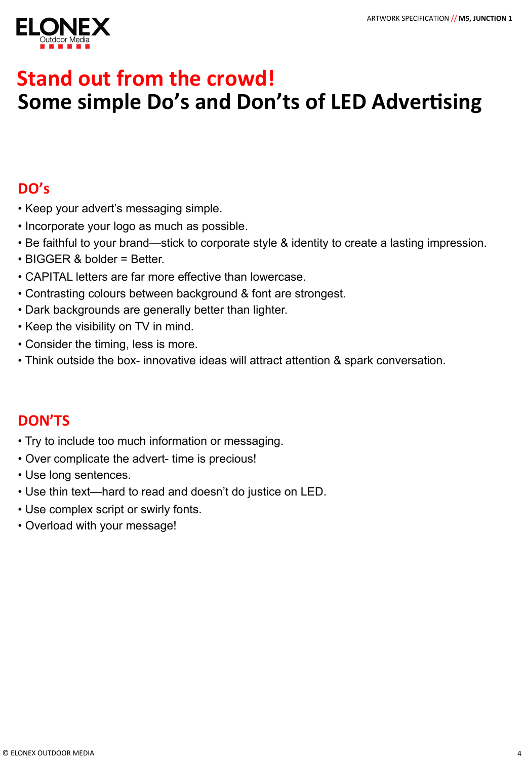# Stand out from the crowd!
# Some simple Do's and Don'ts of LED Advertising

## DO's

- Keep your advert's messaging simple.
- Incorporate your logo as much as possible.
- Be faithful to your brand—stick to corporate style & identity to create a lasting impression.
- BIGGER & bolder = Better.
- CAPITAL letters are far more effective than lowercase.
- Contrasting colours between background & font are strongest.
- Dark backgrounds are generally better than lighter.
- Keep the visibility on TV in mind.
- Consider the timing, less is more.
- Think outside the box- innovative ideas will attract attention & spark conversation.

## DON'TS

- Try to include too much information or messaging.
- Over complicate the advert- time is precious!
- Use long sentences.
- Use thin text—hard to read and doesn't do justice on LED.
- Use complex script or swirly fonts.
- Overload with your message!